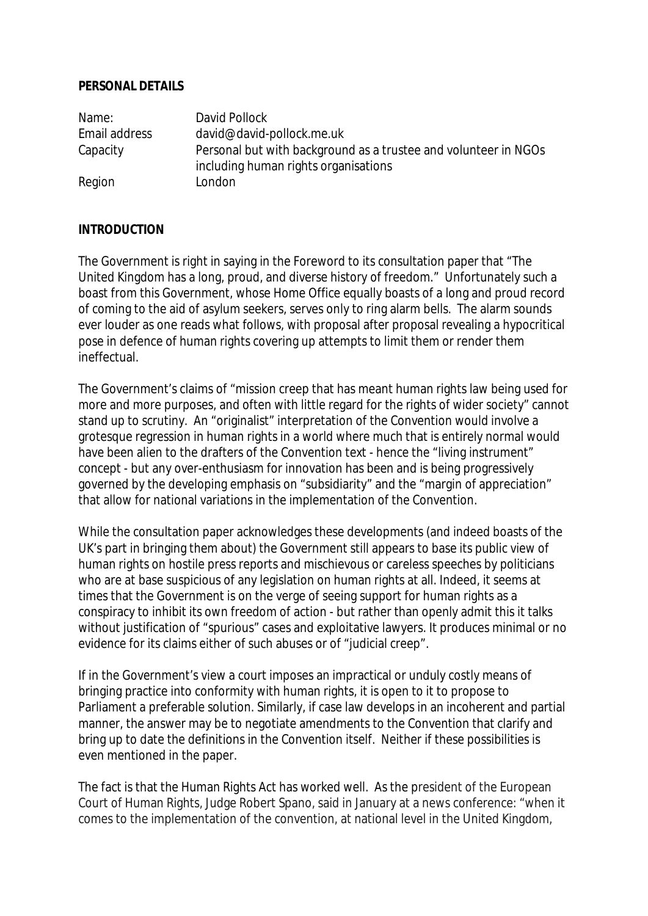**PERSONAL DETAILS**

| | |
|---|---|
| Name: | David Pollock |
| Email address | david@david-pollock.me.uk |
| Capacity | Personal but with background as a trustee and volunteer in NGOs including human rights organisations |
| Region | London |

**INTRODUCTION**

The Government is right in saying in the Foreword to its consultation paper that "The United Kingdom has a long, proud, and diverse history of freedom." Unfortunately such a boast from this Government, whose Home Office equally boasts of a long and proud record of coming to the aid of asylum seekers, serves only to ring alarm bells. The alarm sounds ever louder as one reads what follows, with proposal after proposal revealing a hypocritical pose in defence of human rights covering up attempts to limit them or render them ineffectual.

The Government's claims of "mission creep that has meant human rights law being used for more and more purposes, and often with little regard for the rights of wider society" cannot stand up to scrutiny. An "originalist" interpretation of the Convention would involve a grotesque regression in human rights in a world where much that is entirely normal would have been alien to the drafters of the Convention text - hence the "living instrument" concept - but any over-enthusiasm for innovation has been and is being progressively governed by the developing emphasis on "subsidiarity" and the "margin of appreciation" that allow for national variations in the implementation of the Convention.

While the consultation paper acknowledges these developments (and indeed boasts of the UK's part in bringing them about) the Government still appears to base its public view of human rights on hostile press reports and mischievous or careless speeches by politicians who are at base suspicious of any legislation on human rights at all. Indeed, it seems at times that the Government is on the verge of seeing support for human rights as a conspiracy to inhibit its own freedom of action - but rather than openly admit this it talks without justification of "spurious" cases and exploitative lawyers. It produces minimal or no evidence for its claims either of such abuses or of "judicial creep".

If in the Government's view a court imposes an impractical or unduly costly means of bringing practice into conformity with human rights, it is open to it to propose to Parliament a preferable solution. Similarly, if case law develops in an incoherent and partial manner, the answer may be to negotiate amendments to the Convention that clarify and bring up to date the definitions in the Convention itself. Neither if these possibilities is even mentioned in the paper.

The fact is that the Human Rights Act has worked well. As the president of the European Court of Human Rights, Judge Robert Spano, said in January at a news conference: "when it comes to the implementation of the convention, at national level in the United Kingdom,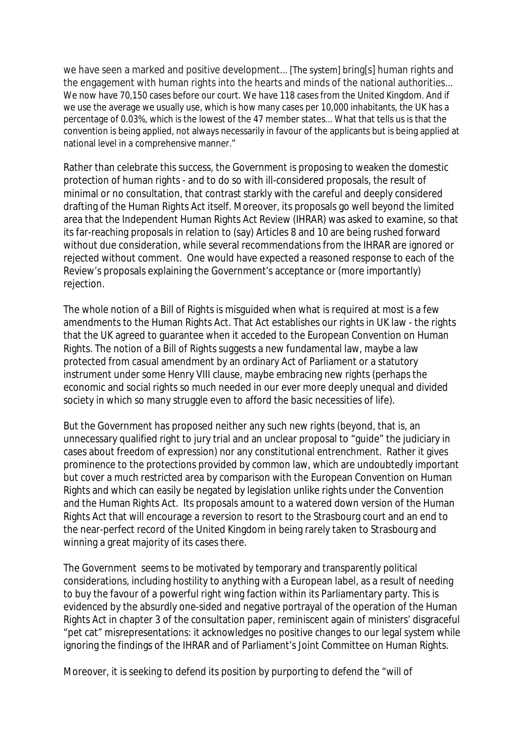we have seen a marked and positive development... [The system] bring[s] human rights and the engagement with human rights into the hearts and minds of the national authorities... We now have 70,150 cases before our court. We have 118 cases from the United Kingdom. And if we use the average we usually use, which is how many cases per 10,000 inhabitants, the UK has a percentage of 0.03%, which is the lowest of the 47 member states... What that tells us is that the convention is being applied, not always necessarily in favour of the applicants but is being applied at national level in a comprehensive manner."

Rather than celebrate this success, the Government is proposing to weaken the domestic protection of human rights - and to do so with ill-considered proposals, the result of minimal or no consultation, that contrast starkly with the careful and deeply considered drafting of the Human Rights Act itself. Moreover, its proposals go well beyond the limited area that the Independent Human Rights Act Review (IHRAR) was asked to examine, so that its far-reaching proposals in relation to (say) Articles 8 and 10 are being rushed forward without due consideration, while several recommendations from the IHRAR are ignored or rejected without comment. One would have expected a reasoned response to each of the Review's proposals explaining the Government's acceptance or (more importantly) rejection.

The whole notion of a Bill of Rights is misguided when what is required at most is a few amendments to the Human Rights Act. That Act establishes our rights in UK law - the rights that the UK agreed to guarantee when it acceded to the European Convention on Human Rights. The notion of a Bill of Rights suggests a new fundamental law, maybe a law protected from casual amendment by an ordinary Act of Parliament or a statutory instrument under some Henry VIII clause, maybe embracing new rights (perhaps the economic and social rights so much needed in our ever more deeply unequal and divided society in which so many struggle even to afford the basic necessities of life).

But the Government has proposed neither any such new rights (beyond, that is, an unnecessary qualified right to jury trial and an unclear proposal to "guide" the judiciary in cases about freedom of expression) nor any constitutional entrenchment. Rather it gives prominence to the protections provided by common law, which are undoubtedly important but cover a much restricted area by comparison with the European Convention on Human Rights and which can easily be negated by legislation unlike rights under the Convention and the Human Rights Act. Its proposals amount to a watered down version of the Human Rights Act that will encourage a reversion to resort to the Strasbourg court and an end to the near-perfect record of the United Kingdom in being rarely taken to Strasbourg and winning a great majority of its cases there.

The Government seems to be motivated by temporary and transparently political considerations, including hostility to anything with a European label, as a result of needing to buy the favour of a powerful right wing faction within its Parliamentary party. This is evidenced by the absurdly one-sided and negative portrayal of the operation of the Human Rights Act in chapter 3 of the consultation paper, reminiscent again of ministers' disgraceful "pet cat" misrepresentations: it acknowledges no positive changes to our legal system while ignoring the findings of the IHRAR and of Parliament's Joint Committee on Human Rights.

Moreover, it is seeking to defend its position by purporting to defend the "will of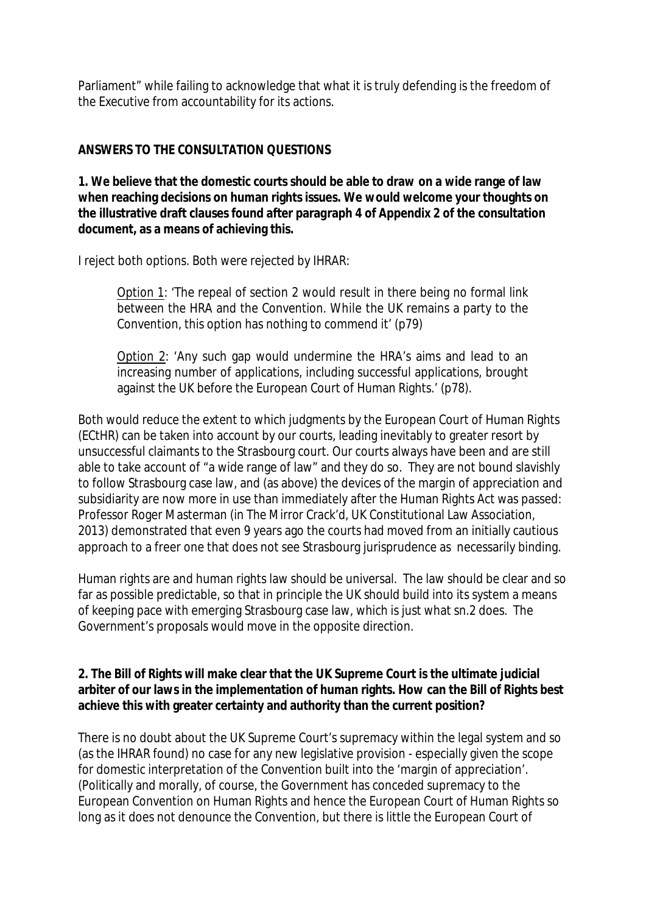Parliament" while failing to acknowledge that what it is truly defending is the freedom of the Executive from accountability for its actions.

## ANSWERS TO THE CONSULTATION QUESTIONS

**1. We believe that the domestic courts should be able to draw on a wide range of law when reaching decisions on human rights issues. We would welcome your thoughts on the illustrative draft clauses found after paragraph 4 of Appendix 2 of the consultation document, as a means of achieving this.**

I reject both options. Both were rejected by IHRAR:

> Option 1: 'The repeal of section 2 would result in there being no formal link between the HRA and the Convention. While the UK remains a party to the Convention, this option has nothing to commend it' (p79)
>
> Option 2: 'Any such gap would undermine the HRA's aims and lead to an increasing number of applications, including successful applications, brought against the UK before the European Court of Human Rights.' (p78).

Both would reduce the extent to which judgments by the European Court of Human Rights (ECtHR) can be taken into account by our courts, leading inevitably to greater resort by unsuccessful claimants to the Strasbourg court. Our courts always have been and are still able to take account of "a wide range of law" and they do so. They are not bound slavishly to follow Strasbourg case law, and (as above) the devices of the margin of appreciation and subsidiarity are now more in use than immediately after the Human Rights Act was passed: Professor Roger Masterman (in The Mirror Crack'd, UK Constitutional Law Association, 2013) demonstrated that even 9 years ago the courts had moved from an initially cautious approach to a freer one that does not see Strasbourg jurisprudence as necessarily binding.

Human rights are and human rights law should be universal. The law should be clear and so far as possible predictable, so that in principle the UK should build into its system a means of keeping pace with emerging Strasbourg case law, which is just what sn.2 does. The Government's proposals would move in the opposite direction.

**2. The Bill of Rights will make clear that the UK Supreme Court is the ultimate judicial arbiter of our laws in the implementation of human rights. How can the Bill of Rights best achieve this with greater certainty and authority than the current position?**

There is no doubt about the UK Supreme Court's supremacy within the legal system and so (as the IHRAR found) no case for any new legislative provision - especially given the scope for domestic interpretation of the Convention built into the 'margin of appreciation'. (Politically and morally, of course, the Government has conceded supremacy to the European Convention on Human Rights and hence the European Court of Human Rights so long as it does not denounce the Convention, but there is little the European Court of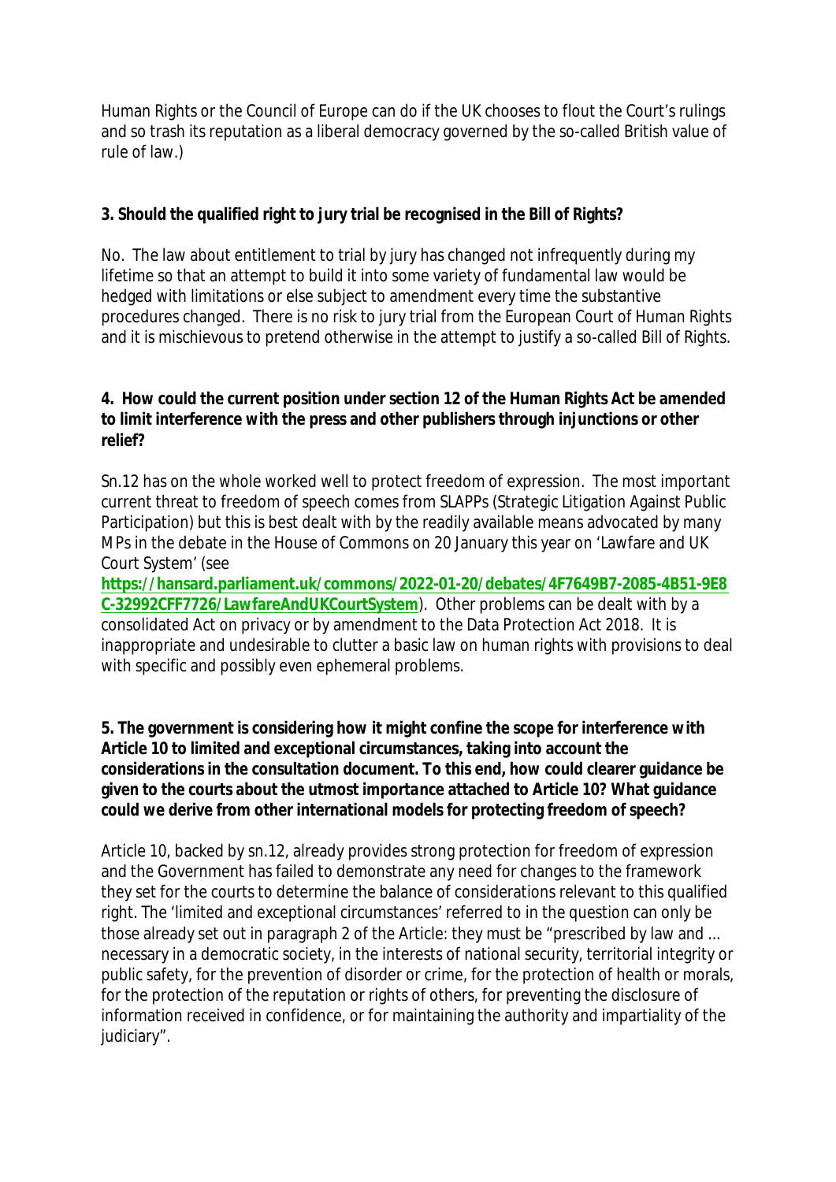Human Rights or the Council of Europe can do if the UK chooses to flout the Court's rulings and so trash its reputation as a liberal democracy governed by the so-called British value of rule of law.)

**3. Should the qualified right to jury trial be recognised in the Bill of Rights?**

No. The law about entitlement to trial by jury has changed not infrequently during my lifetime so that an attempt to build it into some variety of fundamental law would be hedged with limitations or else subject to amendment every time the substantive procedures changed. There is no risk to jury trial from the European Court of Human Rights and it is mischievous to pretend otherwise in the attempt to justify a so-called Bill of Rights.

**4. How could the current position under section 12 of the Human Rights Act be amended to limit interference with the press and other publishers through injunctions or other relief?**

Sn.12 has on the whole worked well to protect freedom of expression. The most important current threat to freedom of speech comes from SLAPPs (Strategic Litigation Against Public Participation) but this is best dealt with by the readily available means advocated by many MPs in the debate in the House of Commons on 20 January this year on 'Lawfare and UK Court System' (see **https://hansard.parliament.uk/commons/2022-01-20/debates/4F7649B7-2085-4B51-9E8C-32992CFF7726/LawfareAndUKCourtSystem**). Other problems can be dealt with by a consolidated Act on privacy or by amendment to the Data Protection Act 2018. It is inappropriate and undesirable to clutter a basic law on human rights with provisions to deal with specific and possibly even ephemeral problems.

**5. The government is considering how it might confine the scope for interference with Article 10 to limited and exceptional circumstances, taking into account the considerations in the consultation document. To this end, how could clearer guidance be given to the courts about the utmost importance attached to Article 10? What guidance could we derive from other international models for protecting freedom of speech?**

Article 10, backed by sn.12, already provides strong protection for freedom of expression and the Government has failed to demonstrate any need for changes to the framework they set for the courts to determine the balance of considerations relevant to this qualified right. The 'limited and exceptional circumstances' referred to in the question can only be those already set out in paragraph 2 of the Article: they must be "prescribed by law and ... necessary in a democratic society, in the interests of national security, territorial integrity or public safety, for the prevention of disorder or crime, for the protection of health or morals, for the protection of the reputation or rights of others, for preventing the disclosure of information received in confidence, or for maintaining the authority and impartiality of the judiciary".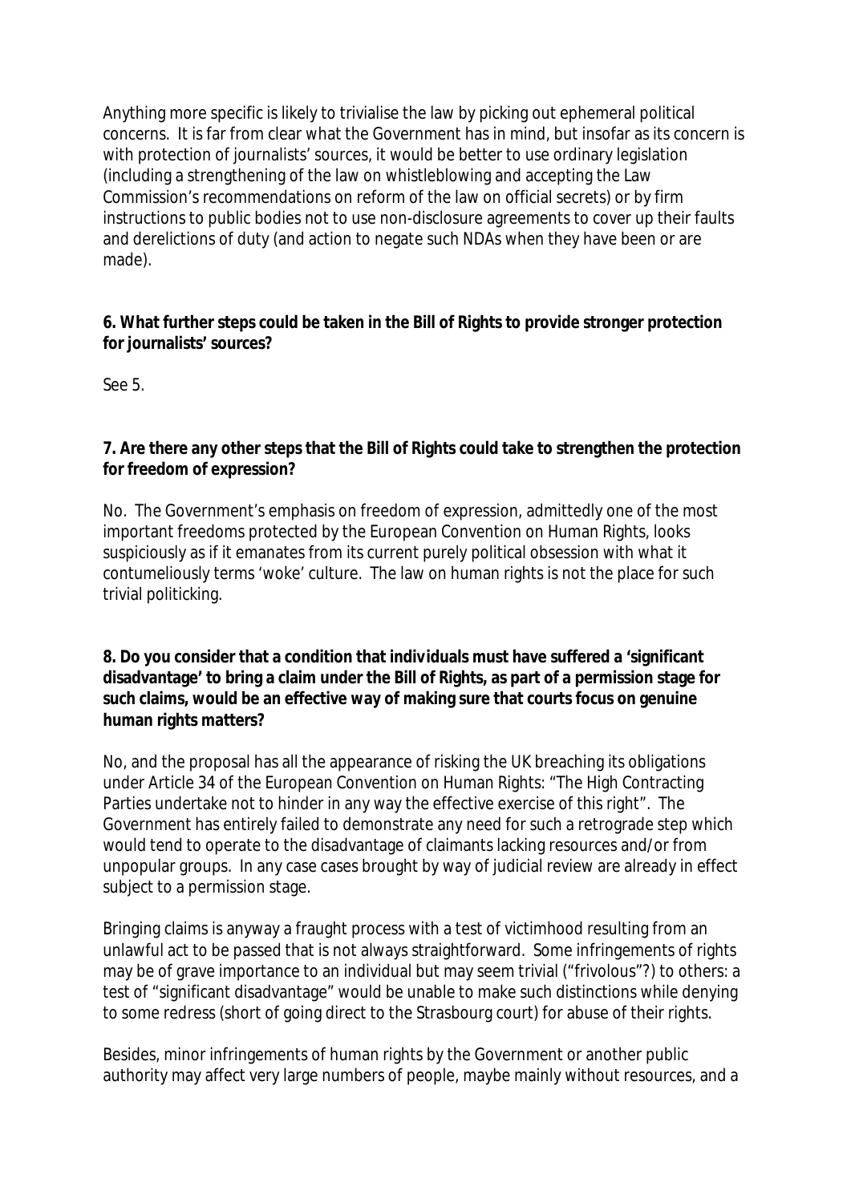Anything more specific is likely to trivialise the law by picking out ephemeral political concerns. It is far from clear what the Government has in mind, but insofar as its concern is with protection of journalists' sources, it would be better to use ordinary legislation (including a strengthening of the law on whistleblowing and accepting the Law Commission's recommendations on reform of the law on official secrets) or by firm instructions to public bodies not to use non-disclosure agreements to cover up their faults and derelictions of duty (and action to negate such NDAs when they have been or are made).

**6. What further steps could be taken in the Bill of Rights to provide stronger protection for journalists' sources?**

See 5.

**7. Are there any other steps that the Bill of Rights could take to strengthen the protection for freedom of expression?**

No. The Government's emphasis on freedom of expression, admittedly one of the most important freedoms protected by the European Convention on Human Rights, looks suspiciously as if it emanates from its current purely political obsession with what it contumeliously terms 'woke' culture. The law on human rights is not the place for such trivial politicking.

**8. Do you consider that a condition that individuals must have suffered a 'significant disadvantage' to bring a claim under the Bill of Rights, as part of a permission stage for such claims, would be an effective way of making sure that courts focus on genuine human rights matters?**

No, and the proposal has all the appearance of risking the UK breaching its obligations under Article 34 of the European Convention on Human Rights: "The High Contracting Parties undertake not to hinder in any way the effective exercise of this right". The Government has entirely failed to demonstrate any need for such a retrograde step which would tend to operate to the disadvantage of claimants lacking resources and/or from unpopular groups. In any case cases brought by way of judicial review are already in effect subject to a permission stage.

Bringing claims is anyway a fraught process with a test of victimhood resulting from an unlawful act to be passed that is not always straightforward. Some infringements of rights may be of grave importance to an individual but may seem trivial ("frivolous"?) to others: a test of "significant disadvantage" would be unable to make such distinctions while denying to some redress (short of going direct to the Strasbourg court) for abuse of their rights.

Besides, minor infringements of human rights by the Government or another public authority may affect very large numbers of people, maybe mainly without resources, and a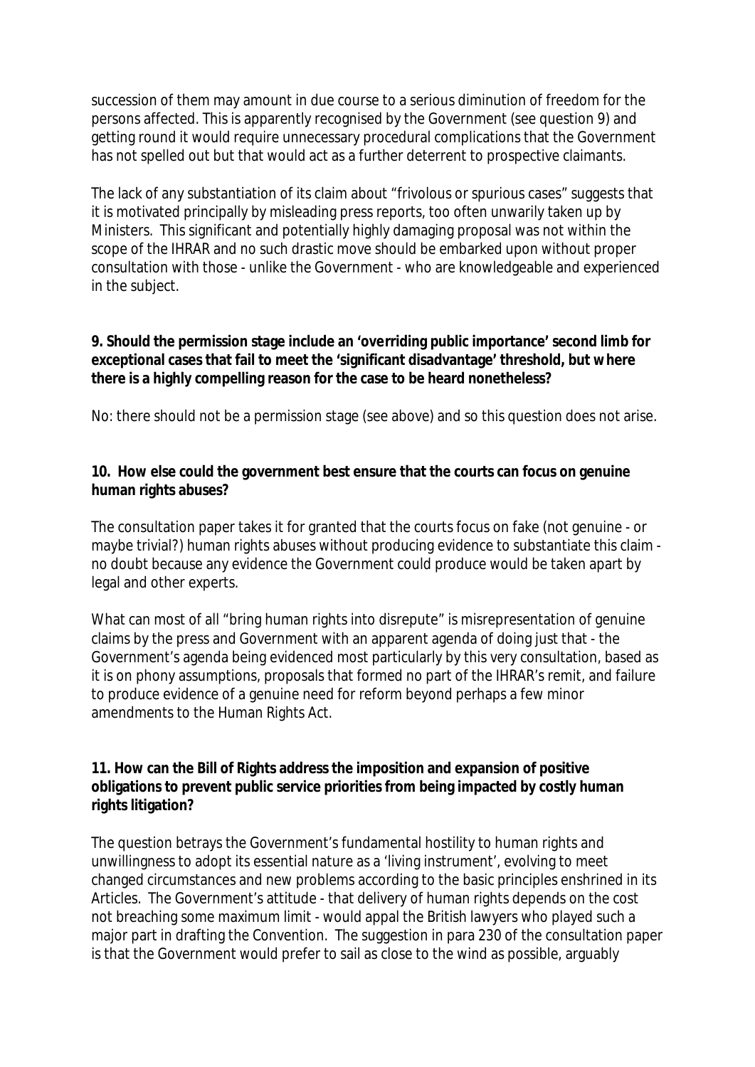succession of them may amount in due course to a serious diminution of freedom for the persons affected. This is apparently recognised by the Government (see question 9) and getting round it would require unnecessary procedural complications that the Government has not spelled out but that would act as a further deterrent to prospective claimants.

The lack of any substantiation of its claim about "frivolous or spurious cases" suggests that it is motivated principally by misleading press reports, too often unwarily taken up by Ministers. This significant and potentially highly damaging proposal was not within the scope of the IHRAR and no such drastic move should be embarked upon without proper consultation with those - unlike the Government - who are knowledgeable and experienced in the subject.

**9. Should the permission stage include an 'overriding public importance' second limb for exceptional cases that fail to meet the 'significant disadvantage' threshold, but where there is a highly compelling reason for the case to be heard nonetheless?**

No: there should not be a permission stage (see above) and so this question does not arise.

**10. How else could the government best ensure that the courts can focus on genuine human rights abuses?**

The consultation paper takes it for granted that the courts focus on fake (not genuine - or maybe trivial?) human rights abuses without producing evidence to substantiate this claim - no doubt because any evidence the Government could produce would be taken apart by legal and other experts.

What can most of all "bring human rights into disrepute" is misrepresentation of genuine claims by the press and Government with an apparent agenda of doing just that - the Government's agenda being evidenced most particularly by this very consultation, based as it is on phony assumptions, proposals that formed no part of the IHRAR's remit, and failure to produce evidence of a genuine need for reform beyond perhaps a few minor amendments to the Human Rights Act.

**11. How can the Bill of Rights address the imposition and expansion of positive obligations to prevent public service priorities from being impacted by costly human rights litigation?**

The question betrays the Government's fundamental hostility to human rights and unwillingness to adopt its essential nature as a 'living instrument', evolving to meet changed circumstances and new problems according to the basic principles enshrined in its Articles. The Government's attitude - that delivery of human rights depends on the cost not breaching some maximum limit - would appal the British lawyers who played such a major part in drafting the Convention. The suggestion in para 230 of the consultation paper is that the Government would prefer to sail as close to the wind as possible, arguably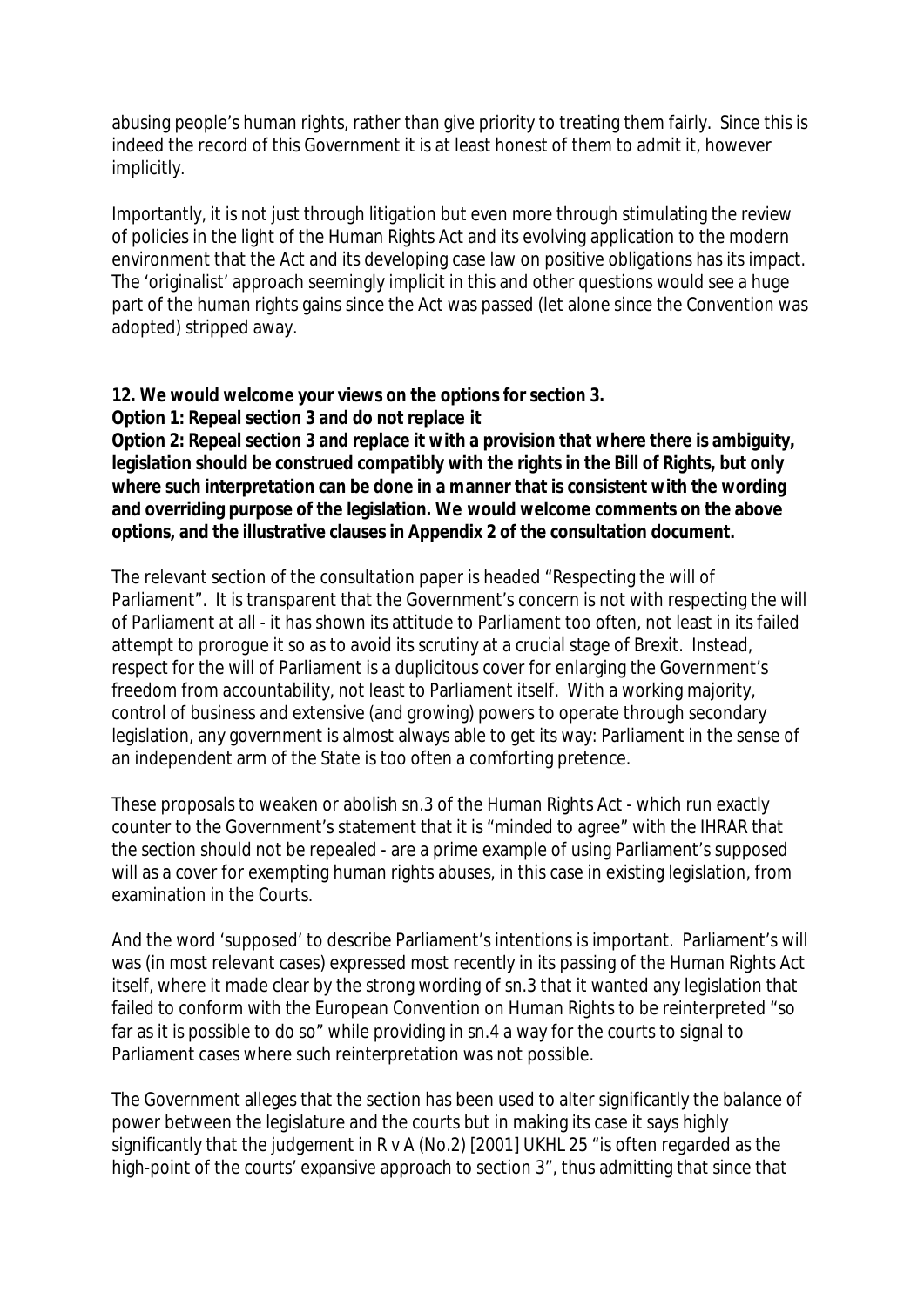abusing people's human rights, rather than give priority to treating them fairly. Since this is indeed the record of this Government it is at least honest of them to admit it, however implicitly.

Importantly, it is not just through litigation but even more through stimulating the review of policies in the light of the Human Rights Act and its evolving application to the modern environment that the Act and its developing case law on positive obligations has its impact. The 'originalist' approach seemingly implicit in this and other questions would see a huge part of the human rights gains since the Act was passed (let alone since the Convention was adopted) stripped away.

**12. We would welcome your views on the options for section 3.**
**Option 1: Repeal section 3 and do not replace it**
**Option 2: Repeal section 3 and replace it with a provision that where there is ambiguity, legislation should be construed compatibly with the rights in the Bill of Rights, but only where such interpretation can be done in a manner that is consistent with the wording and overriding purpose of the legislation. We would welcome comments on the above options, and the illustrative clauses in Appendix 2 of the consultation document.**

The relevant section of the consultation paper is headed "Respecting the will of Parliament". It is transparent that the Government's concern is not with respecting the will of Parliament at all - it has shown its attitude to Parliament too often, not least in its failed attempt to prorogue it so as to avoid its scrutiny at a crucial stage of Brexit. Instead, respect for the will of Parliament is a duplicitous cover for enlarging the Government's freedom from accountability, not least to Parliament itself. With a working majority, control of business and extensive (and growing) powers to operate through secondary legislation, any government is almost always able to get its way: Parliament in the sense of an independent arm of the State is too often a comforting pretence.

These proposals to weaken or abolish sn.3 of the Human Rights Act - which run exactly counter to the Government's statement that it is "minded to agree" with the IHRAR that the section should not be repealed - are a prime example of using Parliament's supposed will as a cover for exempting human rights abuses, in this case in existing legislation, from examination in the Courts.

And the word 'supposed' to describe Parliament's intentions is important. Parliament's will was (in most relevant cases) expressed most recently in its passing of the Human Rights Act itself, where it made clear by the strong wording of sn.3 that it wanted any legislation that failed to conform with the European Convention on Human Rights to be reinterpreted "so far as it is possible to do so" while providing in sn.4 a way for the courts to signal to Parliament cases where such reinterpretation was not possible.

The Government alleges that the section has been used to alter significantly the balance of power between the legislature and the courts but in making its case it says highly significantly that the judgement in R v A (No.2) [2001] UKHL 25 "is often regarded as the high-point of the courts' expansive approach to section 3", thus admitting that since that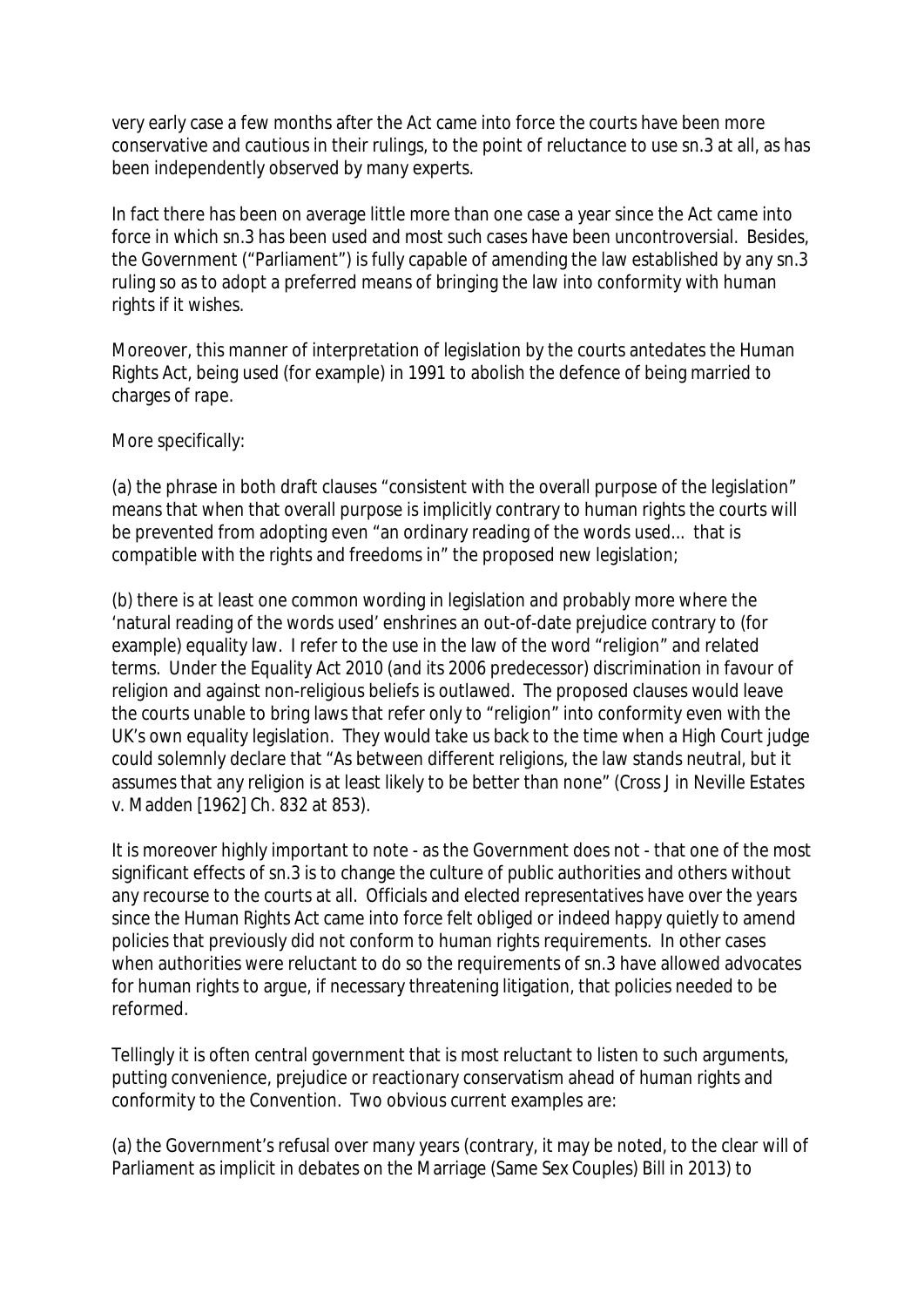very early case a few months after the Act came into force the courts have been more conservative and cautious in their rulings, to the point of reluctance to use sn.3 at all, as has been independently observed by many experts.

In fact there has been on average little more than one case a year since the Act came into force in which sn.3 has been used and most such cases have been uncontroversial. Besides, the Government ("Parliament") is fully capable of amending the law established by any sn.3 ruling so as to adopt a preferred means of bringing the law into conformity with human rights if it wishes.

Moreover, this manner of interpretation of legislation by the courts antedates the Human Rights Act, being used (for example) in 1991 to abolish the defence of being married to charges of rape.

More specifically:

(a) the phrase in both draft clauses "consistent with the overall purpose of the legislation" means that when that overall purpose is implicitly contrary to human rights the courts will be prevented from adopting even "an ordinary reading of the words used... that is compatible with the rights and freedoms in" the proposed new legislation;

(b) there is at least one common wording in legislation and probably more where the 'natural reading of the words used' enshrines an out-of-date prejudice contrary to (for example) equality law. I refer to the use in the law of the word "religion" and related terms. Under the Equality Act 2010 (and its 2006 predecessor) discrimination in favour of religion and against non-religious beliefs is outlawed. The proposed clauses would leave the courts unable to bring laws that refer only to "religion" into conformity even with the UK's own equality legislation. They would take us back to the time when a High Court judge could solemnly declare that "As between different religions, the law stands neutral, but it assumes that any religion is at least likely to be better than none" (Cross J in Neville Estates v. Madden [1962] Ch. 832 at 853).

It is moreover highly important to note - as the Government does not - that one of the most significant effects of sn.3 is to change the culture of public authorities and others without any recourse to the courts at all. Officials and elected representatives have over the years since the Human Rights Act came into force felt obliged or indeed happy quietly to amend policies that previously did not conform to human rights requirements. In other cases when authorities were reluctant to do so the requirements of sn.3 have allowed advocates for human rights to argue, if necessary threatening litigation, that policies needed to be reformed.

Tellingly it is often central government that is most reluctant to listen to such arguments, putting convenience, prejudice or reactionary conservatism ahead of human rights and conformity to the Convention. Two obvious current examples are:

(a) the Government's refusal over many years (contrary, it may be noted, to the clear will of Parliament as implicit in debates on the Marriage (Same Sex Couples) Bill in 2013) to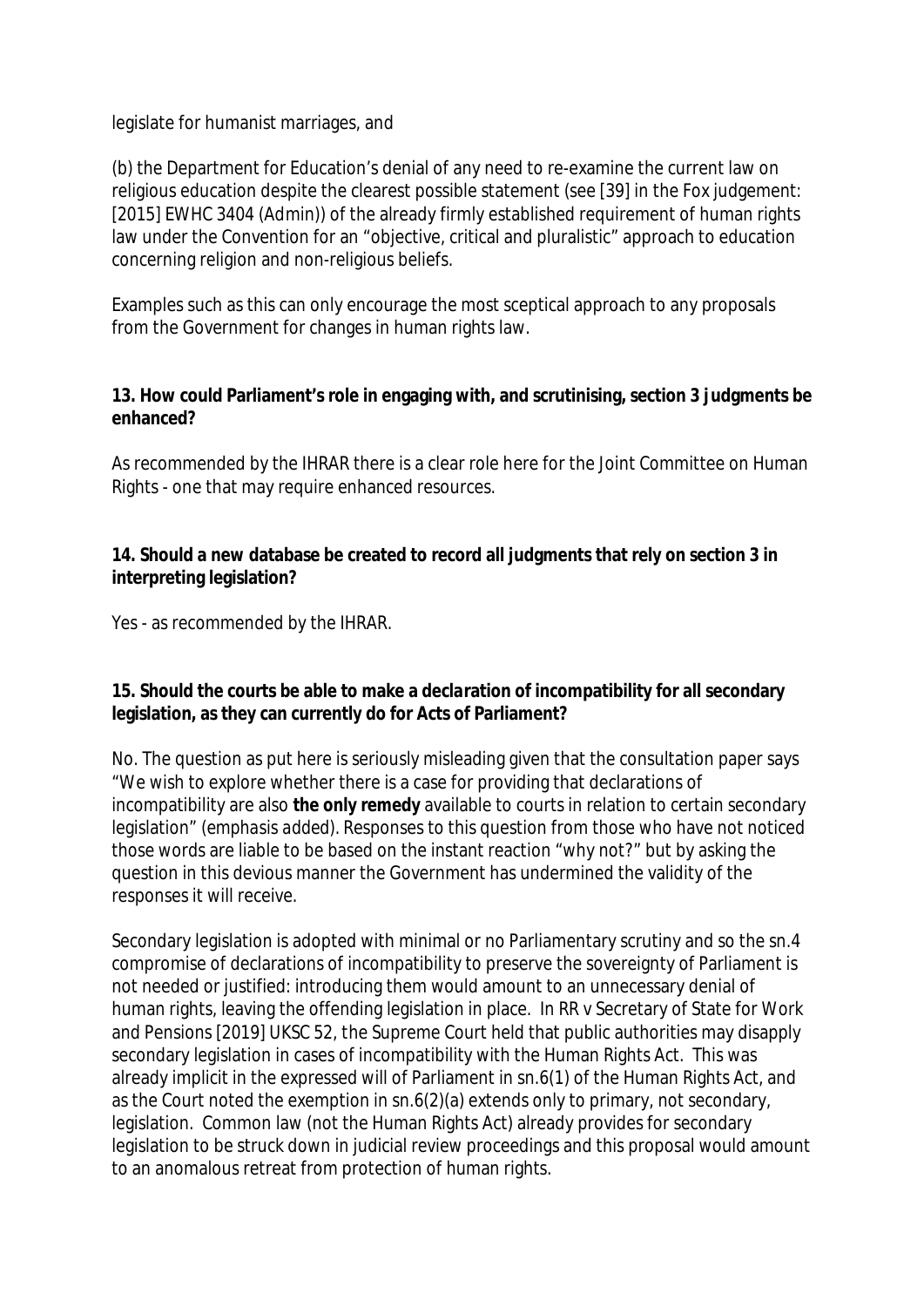legislate for humanist marriages, and

(b) the Department for Education's denial of any need to re-examine the current law on religious education despite the clearest possible statement (see [39] in the Fox judgement: [2015] EWHC 3404 (Admin)) of the already firmly established requirement of human rights law under the Convention for an "objective, critical and pluralistic" approach to education concerning religion and non-religious beliefs.

Examples such as this can only encourage the most sceptical approach to any proposals from the Government for changes in human rights law.

**13. How could Parliament's role in engaging with, and scrutinising, section 3 judgments be enhanced?**

As recommended by the IHRAR there is a clear role here for the Joint Committee on Human Rights - one that may require enhanced resources.

**14. Should a new database be created to record all judgments that rely on section 3 in interpreting legislation?**

Yes - as recommended by the IHRAR.

**15. Should the courts be able to make a declaration of incompatibility for all secondary legislation, as they can currently do for Acts of Parliament?**

No. The question as put here is seriously misleading given that the consultation paper says "We wish to explore whether there is a case for providing that declarations of incompatibility are also **the only remedy** available to courts in relation to certain secondary legislation" (emphasis added). Responses to this question from those who have not noticed those words are liable to be based on the instant reaction "why not?" but by asking the question in this devious manner the Government has undermined the validity of the responses it will receive.

Secondary legislation is adopted with minimal or no Parliamentary scrutiny and so the sn.4 compromise of declarations of incompatibility to preserve the sovereignty of Parliament is not needed or justified: introducing them would amount to an unnecessary denial of human rights, leaving the offending legislation in place. In RR v Secretary of State for Work and Pensions [2019] UKSC 52, the Supreme Court held that public authorities may disapply secondary legislation in cases of incompatibility with the Human Rights Act. This was already implicit in the expressed will of Parliament in sn.6(1) of the Human Rights Act, and as the Court noted the exemption in sn.6(2)(a) extends only to primary, not secondary, legislation. Common law (not the Human Rights Act) already provides for secondary legislation to be struck down in judicial review proceedings and this proposal would amount to an anomalous retreat from protection of human rights.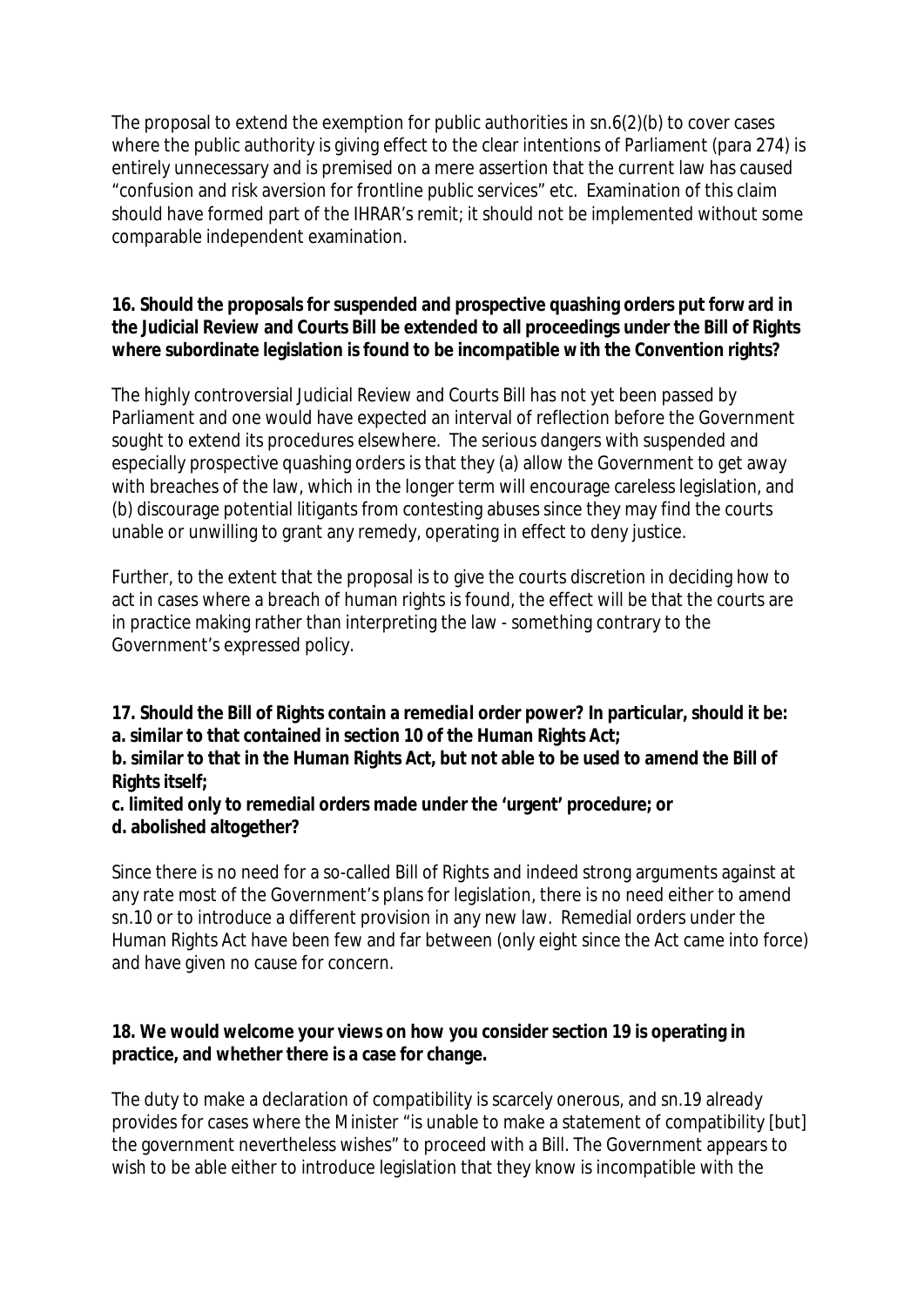The proposal to extend the exemption for public authorities in sn.6(2)(b) to cover cases where the public authority is giving effect to the clear intentions of Parliament (para 274) is entirely unnecessary and is premised on a mere assertion that the current law has caused "confusion and risk aversion for frontline public services" etc. Examination of this claim should have formed part of the IHRAR's remit; it should not be implemented without some comparable independent examination.

**16. Should the proposals for suspended and prospective quashing orders put forward in the Judicial Review and Courts Bill be extended to all proceedings under the Bill of Rights where subordinate legislation is found to be incompatible with the Convention rights?**

The highly controversial Judicial Review and Courts Bill has not yet been passed by Parliament and one would have expected an interval of reflection before the Government sought to extend its procedures elsewhere. The serious dangers with suspended and especially prospective quashing orders is that they (a) allow the Government to get away with breaches of the law, which in the longer term will encourage careless legislation, and (b) discourage potential litigants from contesting abuses since they may find the courts unable or unwilling to grant any remedy, operating in effect to deny justice.

Further, to the extent that the proposal is to give the courts discretion in deciding how to act in cases where a breach of human rights is found, the effect will be that the courts are in practice making rather than interpreting the law - something contrary to the Government's expressed policy.

**17. Should the Bill of Rights contain a remedial order power? In particular, should it be:**
**a. similar to that contained in section 10 of the Human Rights Act;**
**b. similar to that in the Human Rights Act, but not able to be used to amend the Bill of Rights itself;**
**c. limited only to remedial orders made under the 'urgent' procedure; or**
**d. abolished altogether?**

Since there is no need for a so-called Bill of Rights and indeed strong arguments against at any rate most of the Government's plans for legislation, there is no need either to amend sn.10 or to introduce a different provision in any new law. Remedial orders under the Human Rights Act have been few and far between (only eight since the Act came into force) and have given no cause for concern.

**18. We would welcome your views on how you consider section 19 is operating in practice, and whether there is a case for change.**

The duty to make a declaration of compatibility is scarcely onerous, and sn.19 already provides for cases where the Minister "is unable to make a statement of compatibility [but] the government nevertheless wishes" to proceed with a Bill. The Government appears to wish to be able either to introduce legislation that they know is incompatible with the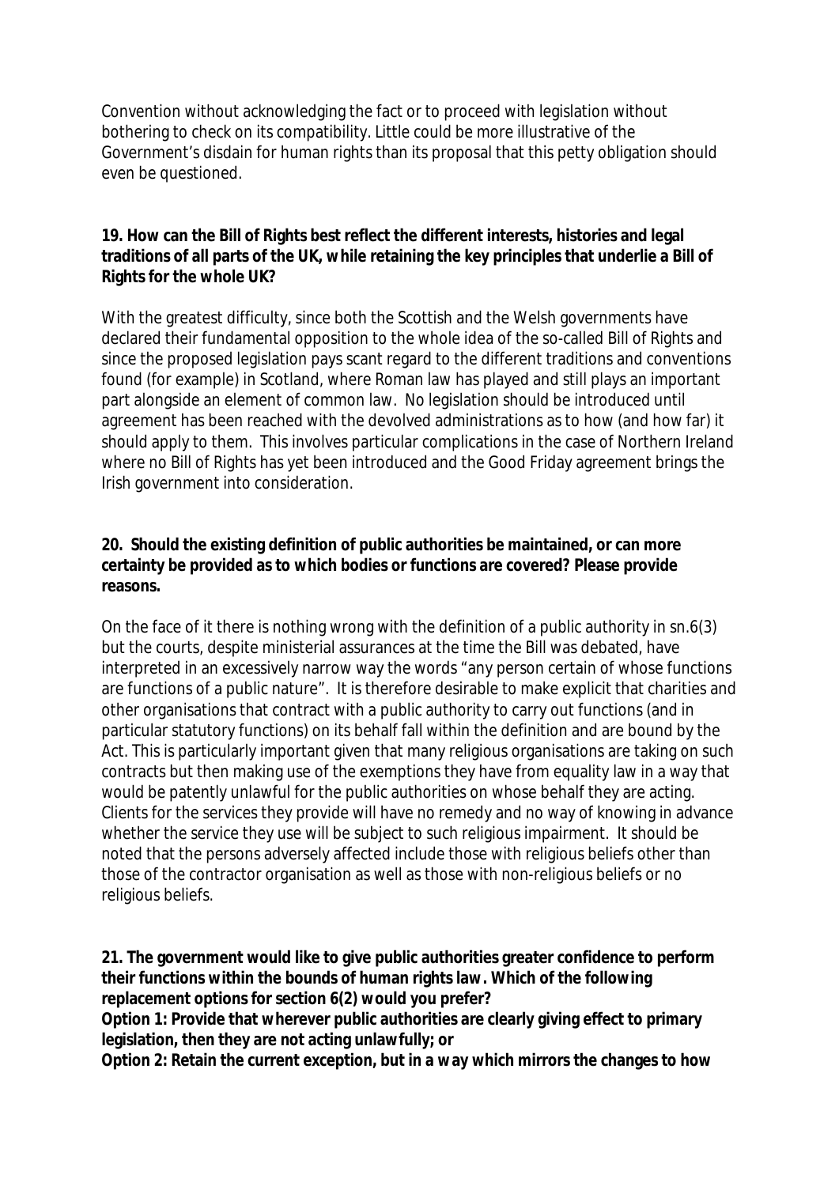Convention without acknowledging the fact or to proceed with legislation without bothering to check on its compatibility. Little could be more illustrative of the Government's disdain for human rights than its proposal that this petty obligation should even be questioned.

**19. How can the Bill of Rights best reflect the different interests, histories and legal traditions of all parts of the UK, while retaining the key principles that underlie a Bill of Rights for the whole UK?**

With the greatest difficulty, since both the Scottish and the Welsh governments have declared their fundamental opposition to the whole idea of the so-called Bill of Rights and since the proposed legislation pays scant regard to the different traditions and conventions found (for example) in Scotland, where Roman law has played and still plays an important part alongside an element of common law. No legislation should be introduced until agreement has been reached with the devolved administrations as to how (and how far) it should apply to them. This involves particular complications in the case of Northern Ireland where no Bill of Rights has yet been introduced and the Good Friday agreement brings the Irish government into consideration.

**20. Should the existing definition of public authorities be maintained, or can more certainty be provided as to which bodies or functions are covered? Please provide reasons.**

On the face of it there is nothing wrong with the definition of a public authority in sn.6(3) but the courts, despite ministerial assurances at the time the Bill was debated, have interpreted in an excessively narrow way the words "any person certain of whose functions are functions of a public nature". It is therefore desirable to make explicit that charities and other organisations that contract with a public authority to carry out functions (and in particular statutory functions) on its behalf fall within the definition and are bound by the Act. This is particularly important given that many religious organisations are taking on such contracts but then making use of the exemptions they have from equality law in a way that would be patently unlawful for the public authorities on whose behalf they are acting. Clients for the services they provide will have no remedy and no way of knowing in advance whether the service they use will be subject to such religious impairment. It should be noted that the persons adversely affected include those with religious beliefs other than those of the contractor organisation as well as those with non-religious beliefs or no religious beliefs.

**21. The government would like to give public authorities greater confidence to perform their functions within the bounds of human rights law. Which of the following replacement options for section 6(2) would you prefer?**

**Option 1: Provide that wherever public authorities are clearly giving effect to primary legislation, then they are not acting unlawfully; or**

**Option 2: Retain the current exception, but in a way which mirrors the changes to how**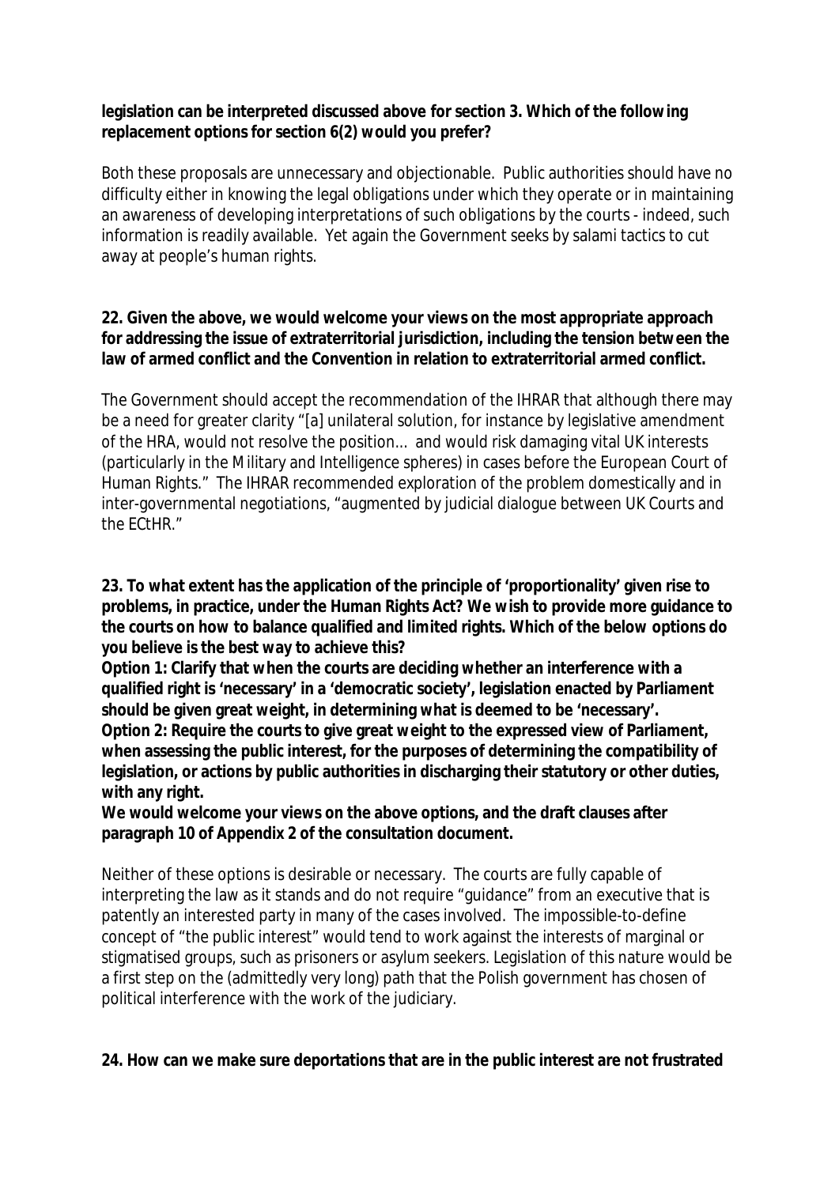**legislation can be interpreted discussed above for section 3. Which of the following replacement options for section 6(2) would you prefer?**

Both these proposals are unnecessary and objectionable. Public authorities should have no difficulty either in knowing the legal obligations under which they operate or in maintaining an awareness of developing interpretations of such obligations by the courts - indeed, such information is readily available. Yet again the Government seeks by salami tactics to cut away at people's human rights.

**22. Given the above, we would welcome your views on the most appropriate approach for addressing the issue of extraterritorial jurisdiction, including the tension between the law of armed conflict and the Convention in relation to extraterritorial armed conflict.**

The Government should accept the recommendation of the IHRAR that although there may be a need for greater clarity "[a] unilateral solution, for instance by legislative amendment of the HRA, would not resolve the position… and would risk damaging vital UK interests (particularly in the Military and Intelligence spheres) in cases before the European Court of Human Rights." The IHRAR recommended exploration of the problem domestically and in inter-governmental negotiations, "augmented by judicial dialogue between UK Courts and the ECtHR."

**23. To what extent has the application of the principle of 'proportionality' given rise to problems, in practice, under the Human Rights Act? We wish to provide more guidance to the courts on how to balance qualified and limited rights. Which of the below options do you believe is the best way to achieve this?**
**Option 1: Clarify that when the courts are deciding whether an interference with a qualified right is 'necessary' in a 'democratic society', legislation enacted by Parliament should be given great weight, in determining what is deemed to be 'necessary'.**
**Option 2: Require the courts to give great weight to the expressed view of Parliament, when assessing the public interest, for the purposes of determining the compatibility of legislation, or actions by public authorities in discharging their statutory or other duties, with any right.**
**We would welcome your views on the above options, and the draft clauses after paragraph 10 of Appendix 2 of the consultation document.**

Neither of these options is desirable or necessary. The courts are fully capable of interpreting the law as it stands and do not require "guidance" from an executive that is patently an interested party in many of the cases involved. The impossible-to-define concept of "the public interest" would tend to work against the interests of marginal or stigmatised groups, such as prisoners or asylum seekers. Legislation of this nature would be a first step on the (admittedly very long) path that the Polish government has chosen of political interference with the work of the judiciary.

**24. How can we make sure deportations that are in the public interest are not frustrated**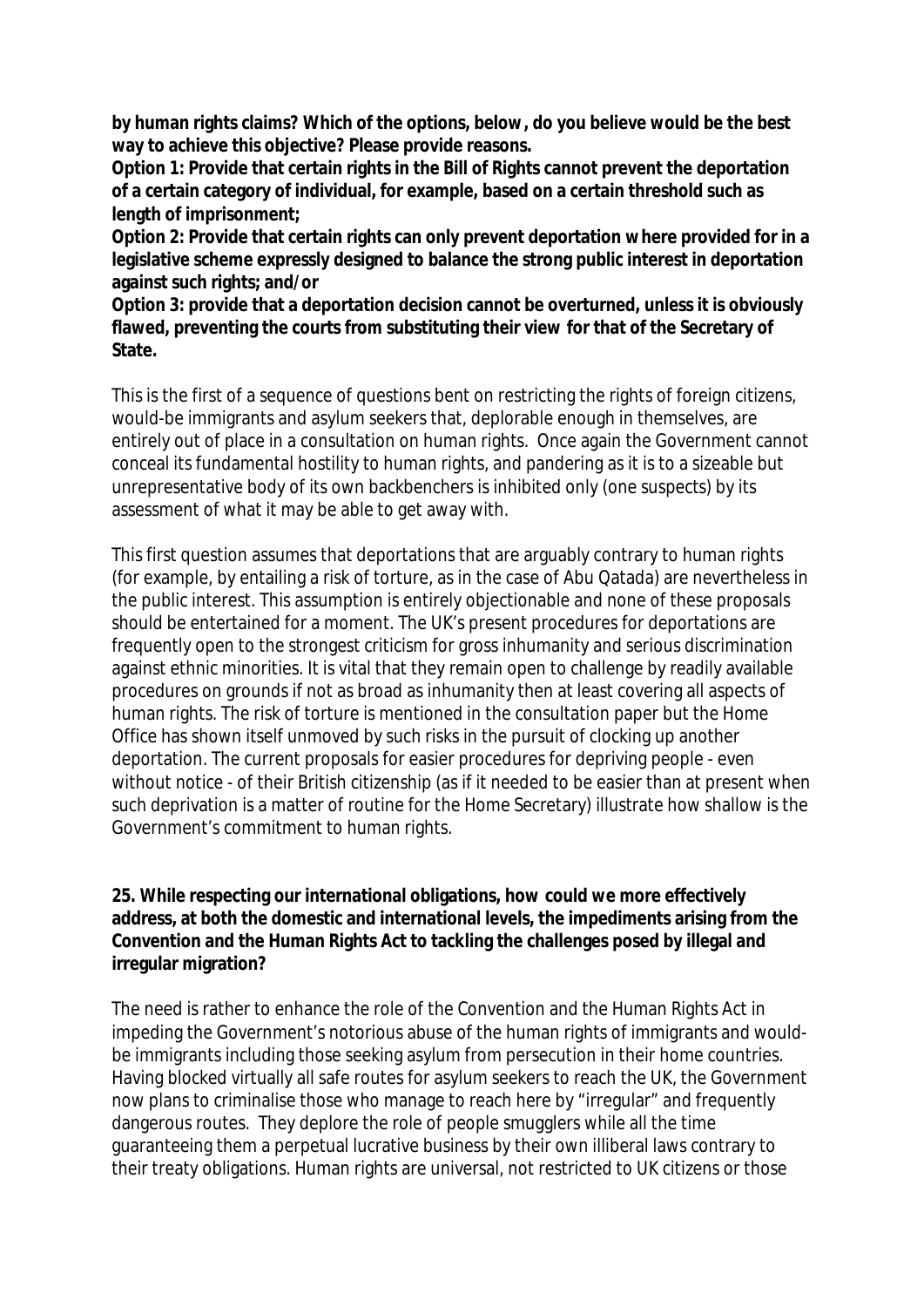**by human rights claims? Which of the options, below, do you believe would be the best way to achieve this objective? Please provide reasons.**

**Option 1: Provide that certain rights in the Bill of Rights cannot prevent the deportation of a certain category of individual, for example, based on a certain threshold such as length of imprisonment;**

**Option 2: Provide that certain rights can only prevent deportation where provided for in a legislative scheme expressly designed to balance the strong public interest in deportation against such rights; and/or**

**Option 3: provide that a deportation decision cannot be overturned, unless it is obviously flawed, preventing the courts from substituting their view for that of the Secretary of State.**

This is the first of a sequence of questions bent on restricting the rights of foreign citizens, would-be immigrants and asylum seekers that, deplorable enough in themselves, are entirely out of place in a consultation on human rights. Once again the Government cannot conceal its fundamental hostility to human rights, and pandering as it is to a sizeable but unrepresentative body of its own backbenchers is inhibited only (one suspects) by its assessment of what it may be able to get away with.

This first question assumes that deportations that are arguably contrary to human rights (for example, by entailing a risk of torture, as in the case of Abu Qatada) are nevertheless in the public interest. This assumption is entirely objectionable and none of these proposals should be entertained for a moment. The UK's present procedures for deportations are frequently open to the strongest criticism for gross inhumanity and serious discrimination against ethnic minorities. It is vital that they remain open to challenge by readily available procedures on grounds if not as broad as inhumanity then at least covering all aspects of human rights. The risk of torture is mentioned in the consultation paper but the Home Office has shown itself unmoved by such risks in the pursuit of clocking up another deportation. The current proposals for easier procedures for depriving people - even without notice - of their British citizenship (as if it needed to be easier than at present when such deprivation is a matter of routine for the Home Secretary) illustrate how shallow is the Government's commitment to human rights.

**25. While respecting our international obligations, how could we more effectively address, at both the domestic and international levels, the impediments arising from the Convention and the Human Rights Act to tackling the challenges posed by illegal and irregular migration?**

The need is rather to enhance the role of the Convention and the Human Rights Act in impeding the Government's notorious abuse of the human rights of immigrants and would-be immigrants including those seeking asylum from persecution in their home countries. Having blocked virtually all safe routes for asylum seekers to reach the UK, the Government now plans to criminalise those who manage to reach here by "irregular" and frequently dangerous routes. They deplore the role of people smugglers while all the time guaranteeing them a perpetual lucrative business by their own illiberal laws contrary to their treaty obligations. Human rights are universal, not restricted to UK citizens or those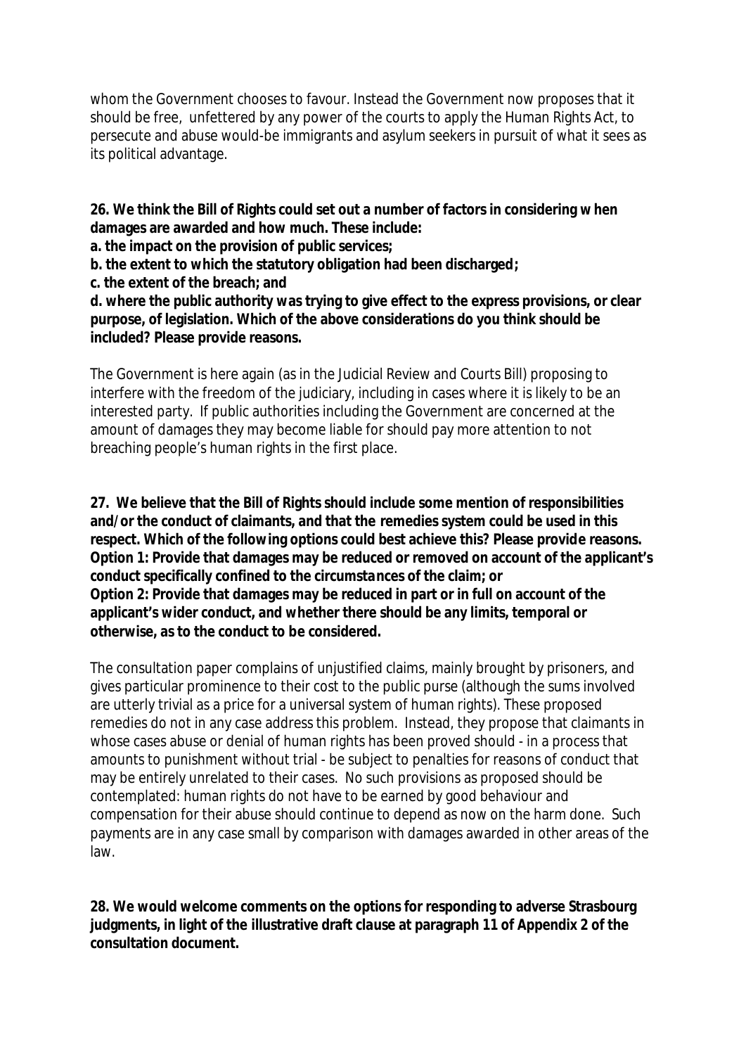whom the Government chooses to favour. Instead the Government now proposes that it should be free, unfettered by any power of the courts to apply the Human Rights Act, to persecute and abuse would-be immigrants and asylum seekers in pursuit of what it sees as its political advantage.

**26. We think the Bill of Rights could set out a number of factors in considering when damages are awarded and how much. These include:**
**a. the impact on the provision of public services;**
**b. the extent to which the statutory obligation had been discharged;**
**c. the extent of the breach; and**
**d. where the public authority was trying to give effect to the express provisions, or clear purpose, of legislation. Which of the above considerations do you think should be included? Please provide reasons.**

The Government is here again (as in the Judicial Review and Courts Bill) proposing to interfere with the freedom of the judiciary, including in cases where it is likely to be an interested party. If public authorities including the Government are concerned at the amount of damages they may become liable for should pay more attention to not breaching people's human rights in the first place.

**27. We believe that the Bill of Rights should include some mention of responsibilities and/or the conduct of claimants, and that the remedies system could be used in this respect. Which of the following options could best achieve this? Please provide reasons.**
**Option 1: Provide that damages may be reduced or removed on account of the applicant's conduct specifically confined to the circumstances of the claim; or**
**Option 2: Provide that damages may be reduced in part or in full on account of the applicant's wider conduct, and whether there should be any limits, temporal or otherwise, as to the conduct to be considered.**

The consultation paper complains of unjustified claims, mainly brought by prisoners, and gives particular prominence to their cost to the public purse (although the sums involved are utterly trivial as a price for a universal system of human rights). These proposed remedies do not in any case address this problem. Instead, they propose that claimants in whose cases abuse or denial of human rights has been proved should - in a process that amounts to punishment without trial - be subject to penalties for reasons of conduct that may be entirely unrelated to their cases. No such provisions as proposed should be contemplated: human rights do not have to be earned by good behaviour and compensation for their abuse should continue to depend as now on the harm done. Such payments are in any case small by comparison with damages awarded in other areas of the law.

**28. We would welcome comments on the options for responding to adverse Strasbourg judgments, in light of the illustrative draft clause at paragraph 11 of Appendix 2 of the consultation document.**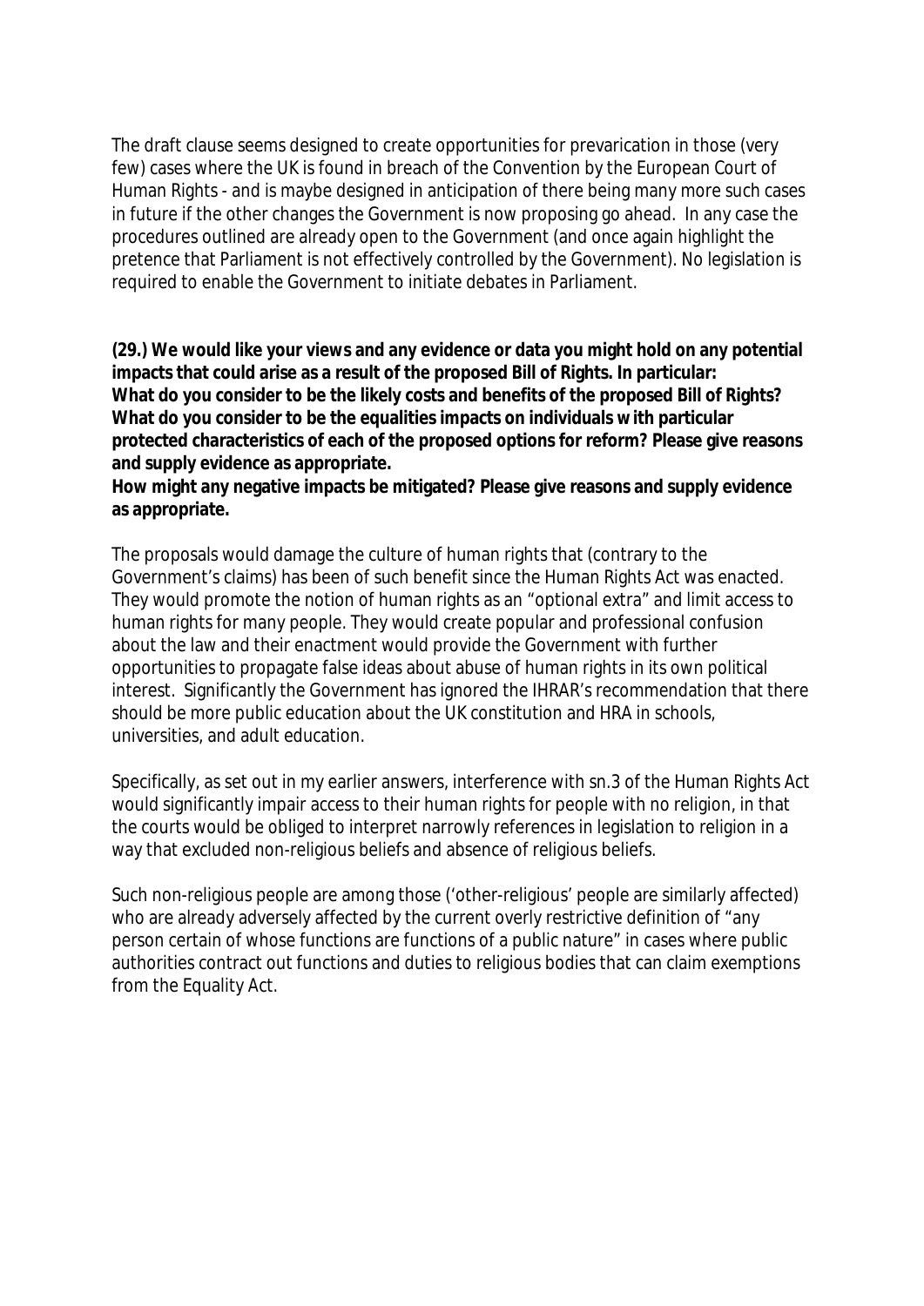The draft clause seems designed to create opportunities for prevarication in those (very few) cases where the UK is found in breach of the Convention by the European Court of Human Rights - and is maybe designed in anticipation of there being many more such cases in future if the other changes the Government is now proposing go ahead. In any case the procedures outlined are already open to the Government (and once again highlight the pretence that Parliament is not effectively controlled by the Government). No legislation is required to enable the Government to initiate debates in Parliament.

**(29.) We would like your views and any evidence or data you might hold on any potential impacts that could arise as a result of the proposed Bill of Rights. In particular: What do you consider to be the likely costs and benefits of the proposed Bill of Rights? What do you consider to be the equalities impacts on individuals with particular protected characteristics of each of the proposed options for reform? Please give reasons and supply evidence as appropriate.**
**How might any negative impacts be mitigated? Please give reasons and supply evidence as appropriate.**

The proposals would damage the culture of human rights that (contrary to the Government's claims) has been of such benefit since the Human Rights Act was enacted. They would promote the notion of human rights as an "optional extra" and limit access to human rights for many people. They would create popular and professional confusion about the law and their enactment would provide the Government with further opportunities to propagate false ideas about abuse of human rights in its own political interest. Significantly the Government has ignored the IHRAR's recommendation that there should be more public education about the UK constitution and HRA in schools, universities, and adult education.

Specifically, as set out in my earlier answers, interference with sn.3 of the Human Rights Act would significantly impair access to their human rights for people with no religion, in that the courts would be obliged to interpret narrowly references in legislation to religion in a way that excluded non-religious beliefs and absence of religious beliefs.

Such non-religious people are among those ('other-religious' people are similarly affected) who are already adversely affected by the current overly restrictive definition of "any person certain of whose functions are functions of a public nature" in cases where public authorities contract out functions and duties to religious bodies that can claim exemptions from the Equality Act.